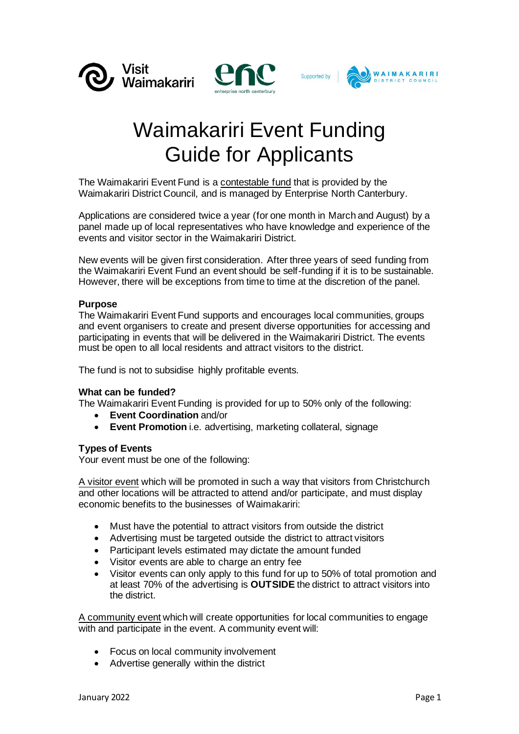# Waimakariri Event Funding Guide for Applicants

The Waimakariri Event Fund is a contestable fund that is provided by the Waimakariri District Council, and is managed by Enterprise North Canterbury.

Applications are considered twice a year (for one month in March and August) by a panel made up of local representatives who have knowledge and experience of the events and visitor sector in the Waimakariri District.

New events will be given first consideration. After three years of seed funding from the Waimakariri Event Fund an event should be self-funding if it is to be sustainable. However, there will be exceptions from time to time at the discretion of the panel.

**Purpose**

The Waimakariri Event Fund supports and encourages local communities, groups and event organisers to create and present diverse opportunities for accessing and participating in events that will be delivered in the Waimakariri District. The events must be open to all local residents and attract visitors to the district.

The fund is not to subsidise highly profitable events.

**What can be funded?**

The Waimakariri Event Funding is provided for up to 50% only of the following:

- **Event Coordination** and/or
- **Event Promotion** i.e. advertising, marketing collateral, signage

**Types of Events**

Your event must be one of the following:

A visitor event which will be promoted in such a way that visitors from Christchurch and other locations will be attracted to attend and/or participate, and must display economic benefits to the businesses of Waimakariri:

- Must have the potential to attract visitors from outside the district
- Advertising must be targeted outside the district to attract visitors
- Participant levels estimated may dictate the amount funded
- Visitor events are able to charge an entry fee
- Visitor events can only apply to this fund for up to 50% of total promotion and at least 70% of the advertising is **OUTSIDE** the district to attract visitors into the district.

A community event which will create opportunities for local communities to engage with and participate in the event. A community event will:

- Focus on local community involvement
- Advertise generally within the district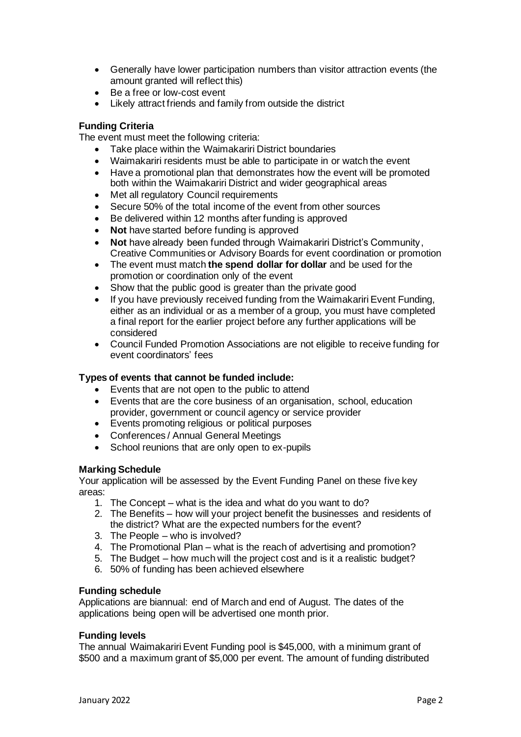- Generally have lower participation numbers than visitor attraction events (the amount granted will reflect this)
- Be a free or low-cost event
- Likely attract friends and family from outside the district

**Funding Criteria**

The event must meet the following criteria:

- Take place within the Waimakariri District boundaries
- Waimakariri residents must be able to participate in or watch the event
- Have a promotional plan that demonstrates how the event will be promoted both within the Waimakariri District and wider geographical areas
- Met all regulatory Council requirements
- Secure 50% of the total income of the event from other sources
- Be delivered within 12 months after funding is approved
- **Not** have started before funding is approved
- **Not** have already been funded through Waimakariri District's Community, Creative Communities or Advisory Boards for event coordination or promotion
- The event must match **the spend dollar for dollar** and be used for the promotion or coordination only of the event
- Show that the public good is greater than the private good
- If you have previously received funding from the Waimakariri Event Funding, either as an individual or as a member of a group, you must have completed a final report for the earlier project before any further applications will be considered
- Council Funded Promotion Associations are not eligible to receive funding for event coordinators' fees

**Types of events that cannot be funded include:**

- Events that are not open to the public to attend
- Events that are the core business of an organisation, school, education provider, government or council agency or service provider
- Events promoting religious or political purposes
- Conferences / Annual General Meetings
- School reunions that are only open to ex-pupils

**Marking Schedule**

Your application will be assessed by the Event Funding Panel on these five key areas:

1. The Concept – what is the idea and what do you want to do?
2. The Benefits – how will your project benefit the businesses and residents of the district? What are the expected numbers for the event?
3. The People – who is involved?
4. The Promotional Plan – what is the reach of advertising and promotion?
5. The Budget – how much will the project cost and is it a realistic budget?
6. 50% of funding has been achieved elsewhere

**Funding schedule**

Applications are biannual: end of March and end of August. The dates of the applications being open will be advertised one month prior.

**Funding levels**

The annual Waimakariri Event Funding pool is $45,000, with a minimum grant of $500 and a maximum grant of $5,000 per event. The amount of funding distributed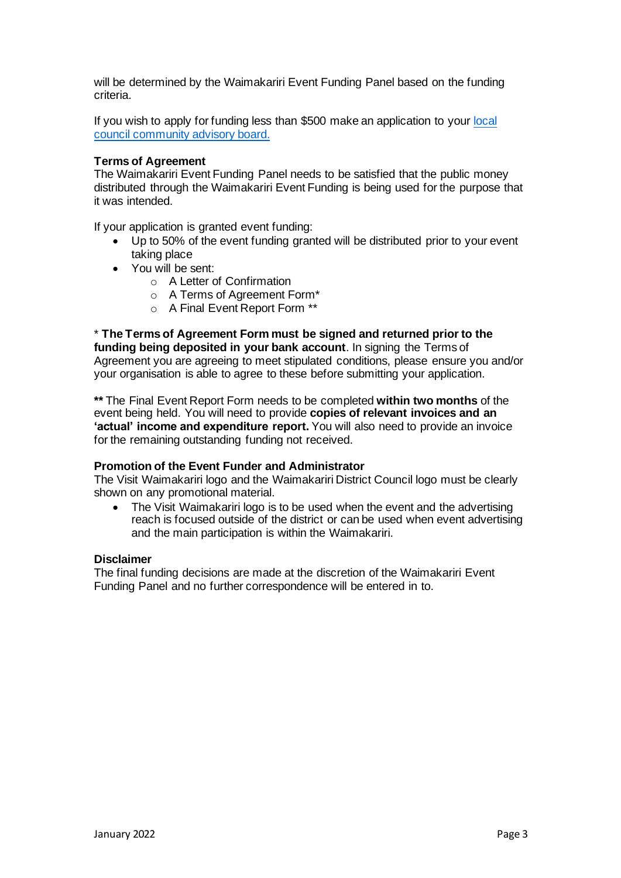will be determined by the Waimakariri Event Funding Panel based on the funding criteria.

If you wish to apply for funding less than $500 make an application to your [local council community advisory board.](#)

**Terms of Agreement**
The Waimakariri Event Funding Panel needs to be satisfied that the public money distributed through the Waimakariri Event Funding is being used for the purpose that it was intended.

If your application is granted event funding:

- Up to 50% of the event funding granted will be distributed prior to your event taking place
- You will be sent:
  - A Letter of Confirmation
  - A Terms of Agreement Form*
  - A Final Event Report Form **

\* **The Terms of Agreement Form must be signed and returned prior to the funding being deposited in your bank account**. In signing the Terms of Agreement you are agreeing to meet stipulated conditions, please ensure you and/or your organisation is able to agree to these before submitting your application.

**\*\*** The Final Event Report Form needs to be completed **within two months** of the event being held. You will need to provide **copies of relevant invoices and an 'actual' income and expenditure report.** You will also need to provide an invoice for the remaining outstanding funding not received.

**Promotion of the Event Funder and Administrator**
The Visit Waimakariri logo and the Waimakariri District Council logo must be clearly shown on any promotional material.

- The Visit Waimakariri logo is to be used when the event and the advertising reach is focused outside of the district or can be used when event advertising and the main participation is within the Waimakariri.

**Disclaimer**
The final funding decisions are made at the discretion of the Waimakariri Event Funding Panel and no further correspondence will be entered in to.